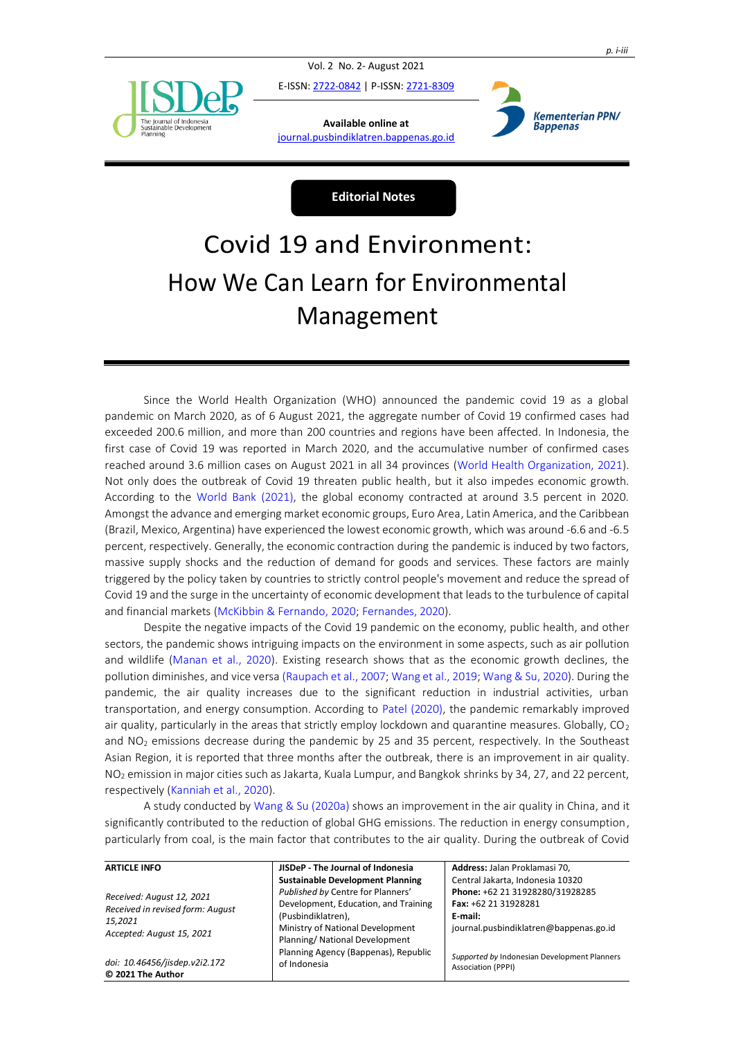Editorial Notes

# Covid 19 and Environment: How We Can Learn for Environmental Management

Since the World Health Organization (WHO) announced the pandemic covid 19 as a global pandemic on March 2020, as of 6 August 2021, the aggregate number of Covid 19 confirmed cases had exceeded 200.6 million, and more than 200 countries and regions have been affected. In Indonesia, the first case of Covid 19 was reported in March 2020, and the accumulative number of confirmed cases reached around 3.6 million cases on August 2021 in all 34 provinces (World Health Organization, 2021). Not only does the outbreak of Covid 19 threaten public health, but it also impedes economic growth. According to the World Bank (2021), the global economy contracted at around 3.5 percent in 2020. Amongst the advance and emerging market economic groups, Euro Area, Latin America, and the Caribbean (Brazil, Mexico, Argentina) have experienced the lowest economic growth, which was around -6.6 and -6.5 percent, respectively. Generally, the economic contraction during the pandemic is induced by two factors, massive supply shocks and the reduction of demand for goods and services. These factors are mainly triggered by the policy taken by countries to strictly control people's movement and reduce the spread of Covid 19 and the surge in the uncertainty of economic development that leads to the turbulence of capital and financial markets (McKibbin & Fernando, 2020; Fernandes, 2020).

Despite the negative impacts of the Covid 19 pandemic on the economy, public health, and other sectors, the pandemic shows intriguing impacts on the environment in some aspects, such as air pollution and wildlife (Manan et al., 2020). Existing research shows that as the economic growth declines, the pollution diminishes, and vice versa (Raupach et al., 2007; Wang et al., 2019; Wang & Su, 2020). During the pandemic, the air quality increases due to the significant reduction in industrial activities, urban transportation, and energy consumption. According to Patel (2020), the pandemic remarkably improved air quality, particularly in the areas that strictly employ lockdown and quarantine measures. Globally, $CO_2$ and $NO_2$ emissions decrease during the pandemic by 25 and 35 percent, respectively. In the Southeast Asian Region, it is reported that three months after the outbreak, there is an improvement in air quality. $NO_2$ emission in major cities such as Jakarta, Kuala Lumpur, and Bangkok shrinks by 34, 27, and 22 percent, respectively (Kanniah et al., 2020).

A study conducted by Wang & Su (2020a) shows an improvement in the air quality in China, and it significantly contributed to the reduction of global GHG emissions. The reduction in energy consumption, particularly from coal, is the main factor that contributes to the air quality. During the outbreak of Covid

| ARTICLE INFO | JISDeP - The Journal of Indonesia Sustainable Development Planning | Address: Jalan Proklamasi 70, Central Jakarta, Indonesia 10320 |
|---|---|---|
| *Received: August 12, 2021* <br> *Received in revised form: August 15,2021* <br> *Accepted: August 15, 2021* | *Published by* Centre for Planners' Development, Education, and Training (Pusbindiklatren), Ministry of National Development Planning/ National Development Planning Agency (Bappenas), Republic of Indonesia | Phone: +62 21 31928280/31928285 <br> Fax: +62 21 31928281 <br> E-mail: journal.pusbindiklatren@bappenas.go.id |
| *doi: 10.46456/jisdep.v2i2.172* <br> **© 2021 The Author** | | *Supported by* Indonesian Development Planners Association (PPPI) |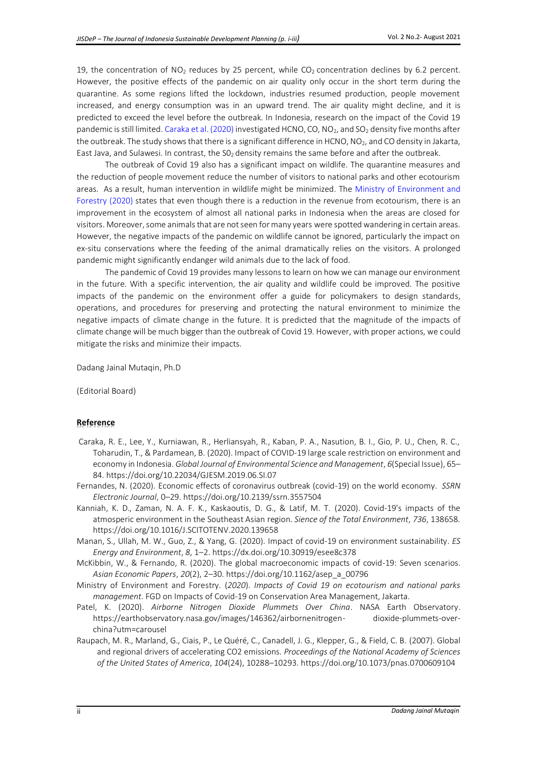19, the concentration of $NO_2$ reduces by 25 percent, while $CO_2$ concentration declines by 6.2 percent. However, the positive effects of the pandemic on air quality only occur in the short term during the quarantine. As some regions lifted the lockdown, industries resumed production, people movement increased, and energy consumption was in an upward trend. The air quality might decline, and it is predicted to exceed the level before the outbreak. In Indonesia, research on the impact of the Covid 19 pandemic is still limited. Caraka et al. (2020) investigated HCNO, CO, $NO_2$, and $SO_2$ density five months after the outbreak. The study shows that there is a significant difference in HCNO, $NO_2$, and CO density in Jakarta, East Java, and Sulawesi. In contrast, the $S0_2$ density remains the same before and after the outbreak.

The outbreak of Covid 19 also has a significant impact on wildlife. The quarantine measures and the reduction of people movement reduce the number of visitors to national parks and other ecotourism areas. As a result, human intervention in wildlife might be minimized. The Ministry of Environment and Forestry (2020) states that even though there is a reduction in the revenue from ecotourism, there is an improvement in the ecosystem of almost all national parks in Indonesia when the areas are closed for visitors. Moreover, some animals that are not seen for many years were spotted wandering in certain areas. However, the negative impacts of the pandemic on wildlife cannot be ignored, particularly the impact on ex-situ conservations where the feeding of the animal dramatically relies on the visitors. A prolonged pandemic might significantly endanger wild animals due to the lack of food.

The pandemic of Covid 19 provides many lessons to learn on how we can manage our environment in the future. With a specific intervention, the air quality and wildlife could be improved. The positive impacts of the pandemic on the environment offer a guide for policymakers to design standards, operations, and procedures for preserving and protecting the natural environment to minimize the negative impacts of climate change in the future. It is predicted that the magnitude of the impacts of climate change will be much bigger than the outbreak of Covid 19. However, with proper actions, we could mitigate the risks and minimize their impacts.

Dadang Jainal Mutaqin, Ph.D

(Editorial Board)

## Reference

Caraka, R. E., Lee, Y., Kurniawan, R., Herliansyah, R., Kaban, P. A., Nasution, B. I., Gio, P. U., Chen, R. C., Toharudin, T., & Pardamean, B. (2020). Impact of COVID-19 large scale restriction on environment and economy in Indonesia. *Global Journal of Environmental Science and Management*, *6*(Special Issue), 65–84. https://doi.org/10.22034/GJESM.2019.06.SI.07

Fernandes, N. (2020). Economic effects of coronavirus outbreak (covid-19) on the world economy. *SSRN Electronic Journal*, 0–29. https://doi.org/10.2139/ssrn.3557504

Kanniah, K. D., Zaman, N. A. F. K., Kaskaoutis, D. G., & Latif, M. T. (2020). Covid-19's impacts of the atmosperic environment in the Southeast Asian region. *Sience of the Total Environment*, *736*, 138658. https://doi.org/10.1016/J.SCITOTENV.2020.139658

Manan, S., Ullah, M. W., Guo, Z., & Yang, G. (2020). Impact of covid-19 on environment sustainability. *ES Energy and Environment*, *8*, 1–2. https://dx.doi.org/10.30919/esee8c378

McKibbin, W., & Fernando, R. (2020). The global macroeconomic impacts of covid-19: Seven scenarios. *Asian Economic Papers*, *20*(2), 2–30. https://doi.org/10.1162/asep_a_00796

Ministry of Environment and Forestry. (*2020*). *Impacts of Covid 19 on ecotourism and national parks management*. FGD on Impacts of Covid-19 on Conservation Area Management, Jakarta.

Patel, K. (2020). *Airborne Nitrogen Dioxide Plummets Over China*. NASA Earth Observatory. https://earthobservatory.nasa.gov/images/146362/airbornenitrogen- dioxide-plummets-over-china?utm=carousel

Raupach, M. R., Marland, G., Ciais, P., Le Quéré, C., Canadell, J. G., Klepper, G., & Field, C. B. (2007). Global and regional drivers of accelerating CO2 emissions. *Proceedings of the National Academy of Sciences of the United States of America*, *104*(24), 10288–10293. https://doi.org/10.1073/pnas.0700609104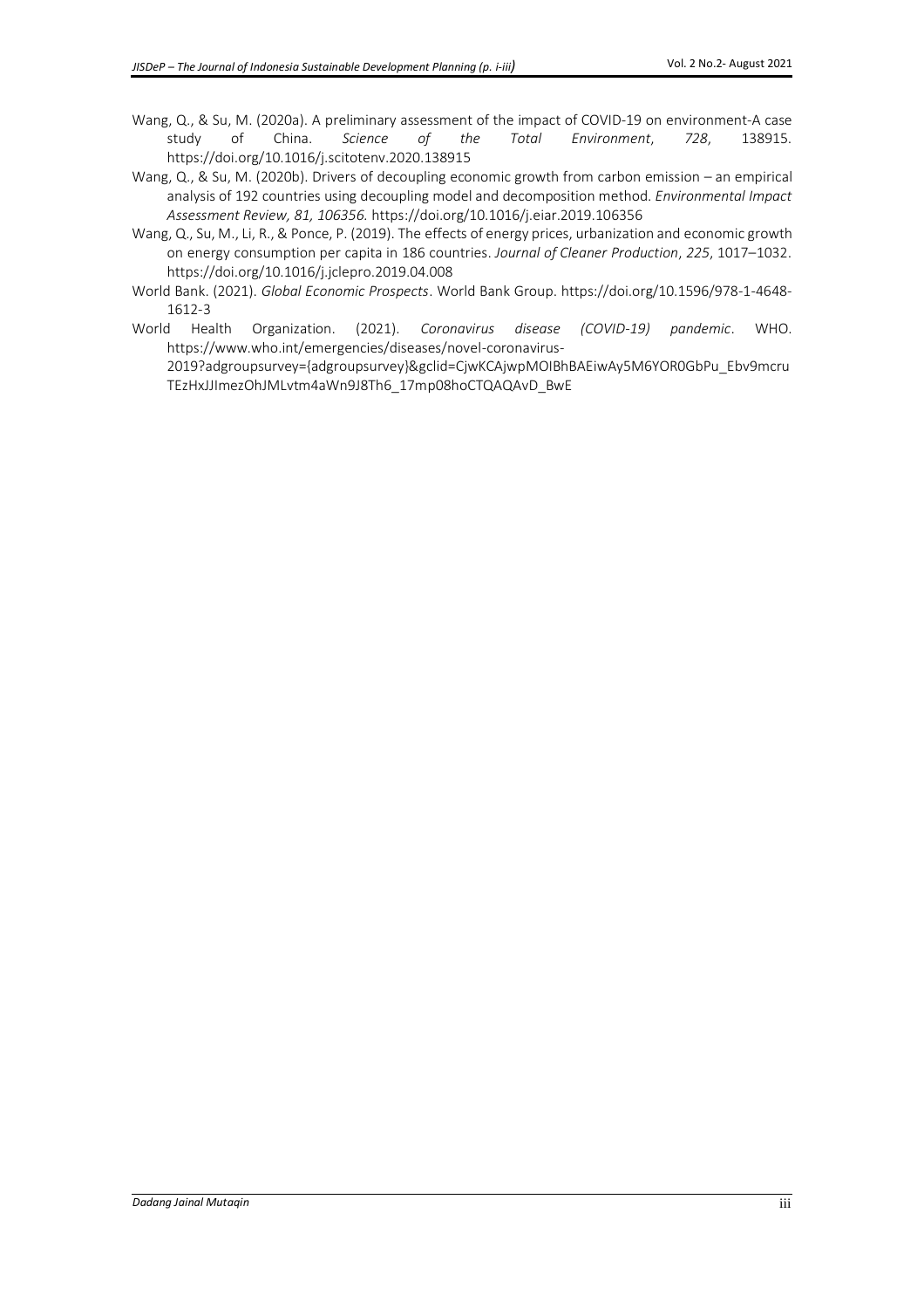Wang, Q., & Su, M. (2020a). A preliminary assessment of the impact of COVID-19 on environment-A case study of China. *Science of the Total Environment*, *728*, 138915. https://doi.org/10.1016/j.scitotenv.2020.138915

Wang, Q., & Su, M. (2020b). Drivers of decoupling economic growth from carbon emission – an empirical analysis of 192 countries using decoupling model and decomposition method. *Environmental Impact Assessment Review, 81, 106356.* https://doi.org/10.1016/j.eiar.2019.106356

Wang, Q., Su, M., Li, R., & Ponce, P. (2019). The effects of energy prices, urbanization and economic growth on energy consumption per capita in 186 countries. *Journal of Cleaner Production*, *225*, 1017–1032. https://doi.org/10.1016/j.jclepro.2019.04.008

World Bank. (2021). *Global Economic Prospects*. World Bank Group. https://doi.org/10.1596/978-1-4648-1612-3

World Health Organization. (2021). *Coronavirus disease (COVID-19) pandemic*. WHO. https://www.who.int/emergencies/diseases/novel-coronavirus-2019?adgroupsurvey={adgroupsurvey}&gclid=CjwKCAjwpMOIBhBAEiwAy5M6YOR0GbPu_Ebv9mcruTEzHxJJImezOhJMLvtm4aWn9J8Th6_17mp08hoCTQAQAvD_BwE